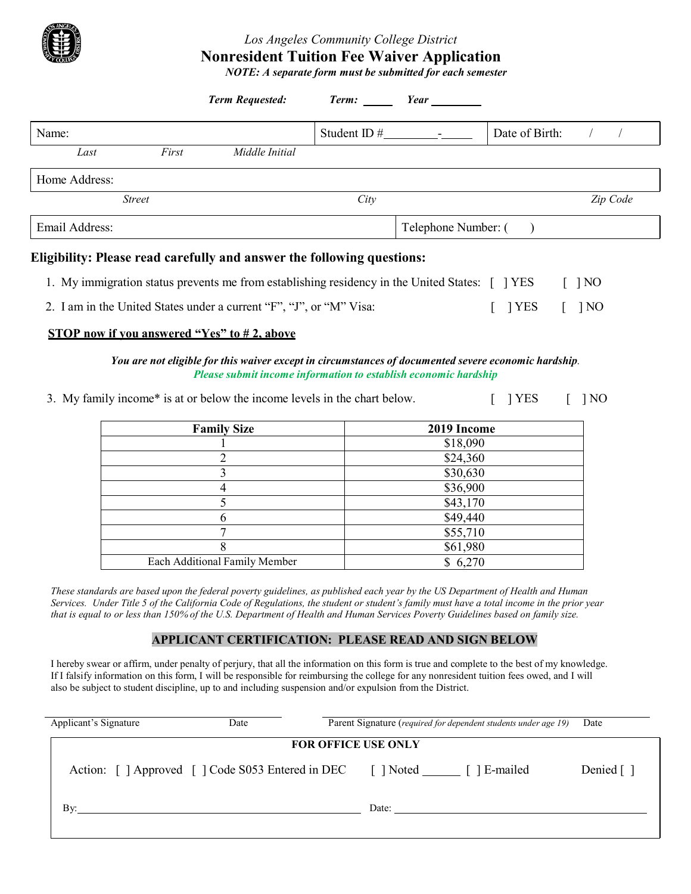*Los Angeles Community College District*

# Nonresident Tuition Fee Waiver Application

***NOTE: A separate form must be submitted for each semester***

***Term Requested:*** ***Term:*** _____ ***Year*** ________

| Name: | Student ID # ________-_____ | Date of Birth: / / |
|---|---|---|
| *Last* *First* *Middle Initial* | | |

| Home Address: | | |
|---|---|---|
| *Street* | *City* | *Zip Code* |

| Email Address: | Telephone Number: ( ) |
|---|---|

## Eligibility: Please read carefully and answer the following questions:

1. My immigration status prevents me from establishing residency in the United States: [ ] YES [ ] NO
2. I am in the United States under a current "F", "J", or "M" Visa: [ ] YES [ ] NO

**STOP now if you answered "Yes" to # 2, above**

***You are not eligible for this waiver except in circumstances of documented severe economic hardship.***
***Please submit income information to establish economic hardship***

3. My family income* is at or below the income levels in the chart below. [ ] YES [ ] NO

| Family Size | 2019 Income |
|---|---|
| 1 | $18,090 |
| 2 | $24,360 |
| 3 | $30,630 |
| 4 | $36,900 |
| 5 | $43,170 |
| 6 | $49,440 |
| 7 | $55,710 |
| 8 | $61,980 |
| Each Additional Family Member | $ 6,270 |

*These standards are based upon the federal poverty guidelines, as published each year by the US Department of Health and Human Services. Under Title 5 of the California Code of Regulations, the student or student's family must have a total income in the prior year that is equal to or less than 150% of the U.S. Department of Health and Human Services Poverty Guidelines based on family size.*

## APPLICANT CERTIFICATION: PLEASE READ AND SIGN BELOW

I hereby swear or affirm, under penalty of perjury, that all the information on this form is true and complete to the best of my knowledge. If I falsify information on this form, I will be responsible for reimbursing the college for any nonresident tuition fees owed, and I will also be subject to student discipline, up to and including suspension and/or expulsion from the District.

______________________________ ______________________________

Applicant's Signature Date Parent Signature (*required for dependent students under age 19*) Date

**FOR OFFICE USE ONLY**

Action: [ ] Approved [ ] Code S053 Entered in DEC [ ] Noted ______ [ ] E-mailed Denied [ ]

By: ______________________________ Date: ______________________________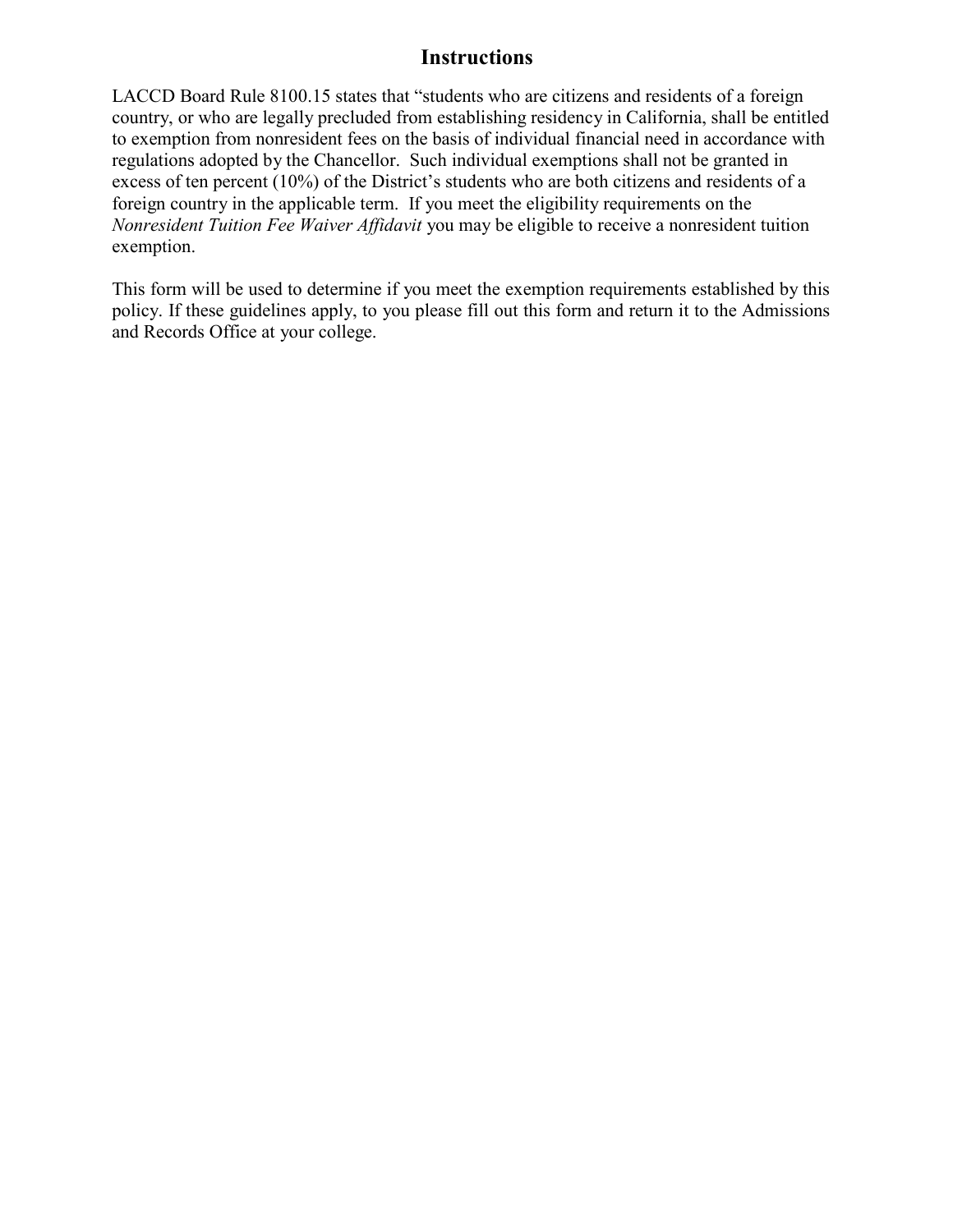## Instructions

LACCD Board Rule 8100.15 states that "students who are citizens and residents of a foreign country, or who are legally precluded from establishing residency in California, shall be entitled to exemption from nonresident fees on the basis of individual financial need in accordance with regulations adopted by the Chancellor. Such individual exemptions shall not be granted in excess of ten percent (10%) of the District's students who are both citizens and residents of a foreign country in the applicable term. If you meet the eligibility requirements on the *Nonresident Tuition Fee Waiver Affidavit* you may be eligible to receive a nonresident tuition exemption.

This form will be used to determine if you meet the exemption requirements established by this policy. If these guidelines apply, to you please fill out this form and return it to the Admissions and Records Office at your college.